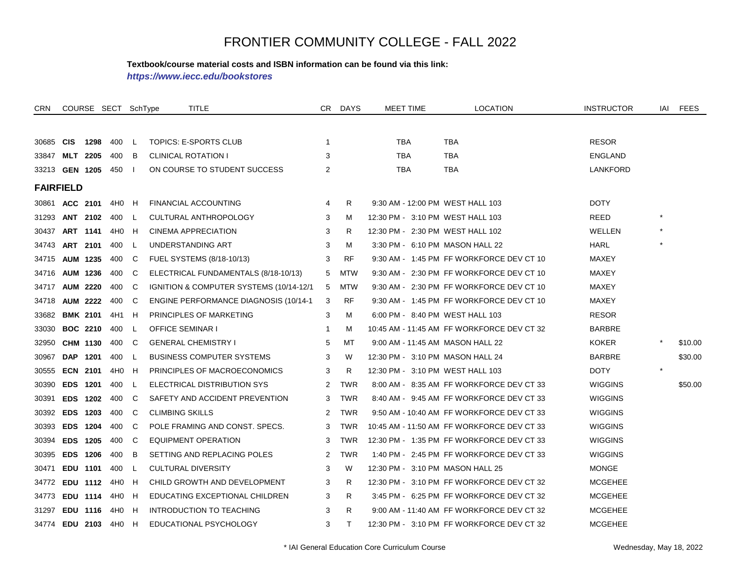# FRONTIER COMMUNITY COLLEGE - FALL 2022

**Textbook/course material costs and ISBN information can be found via this link:**

***https://www.iecc.edu/bookstores***

| CRN | COURSE | | SECT | SchType | TITLE | CR | DAYS | MEET TIME | LOCATION | INSTRUCTOR | IAI | FEES |
|---|---|---|---|---|---|---|---|---|---|---|---|---|
| 30685 | **CIS** | **1298** | 400 | L | TOPICS: E-SPORTS CLUB | 1 | | TBA | TBA | RESOR | | |
| 33847 | **MLT** | **2205** | 400 | B | CLINICAL ROTATION I | 3 | | TBA | TBA | ENGLAND | | |
| 33213 | **GEN** | **1205** | 450 | I | ON COURSE TO STUDENT SUCCESS | 2 | | TBA | TBA | LANKFORD | | |
| **FAIRFIELD** | | | | | | | | | | | | |
| 30861 | **ACC** | **2101** | 4H0 | H | FINANCIAL ACCOUNTING | 4 | R | 9:30 AM - 12:00 PM | WEST HALL 103 | DOTY | | |
| 31293 | **ANT** | **2102** | 400 | L | CULTURAL ANTHROPOLOGY | 3 | M | 12:30 PM - 3:10 PM | WEST HALL 103 | REED | * | |
| 30437 | **ART** | **1141** | 4H0 | H | CINEMA APPRECIATION | 3 | R | 12:30 PM - 2:30 PM | WEST HALL 102 | WELLEN | * | |
| 34743 | **ART** | **2101** | 400 | L | UNDERSTANDING ART | 3 | M | 3:30 PM - 6:10 PM | MASON HALL 22 | HARL | * | |
| 34715 | **AUM** | **1235** | 400 | C | FUEL SYSTEMS (8/18-10/13) | 3 | RF | 9:30 AM - 1:45 PM | FF WORKFORCE DEV CT 10 | MAXEY | | |
| 34716 | **AUM** | **1236** | 400 | C | ELECTRICAL FUNDAMENTALS (8/18-10/13) | 5 | MTW | 9:30 AM - 2:30 PM | FF WORKFORCE DEV CT 10 | MAXEY | | |
| 34717 | **AUM** | **2220** | 400 | C | IGNITION & COMPUTER SYSTEMS (10/14-12/1 | 5 | MTW | 9:30 AM - 2:30 PM | FF WORKFORCE DEV CT 10 | MAXEY | | |
| 34718 | **AUM** | **2222** | 400 | C | ENGINE PERFORMANCE DIAGNOSIS (10/14-1 | 3 | RF | 9:30 AM - 1:45 PM | FF WORKFORCE DEV CT 10 | MAXEY | | |
| 33682 | **BMK** | **2101** | 4H1 | H | PRINCIPLES OF MARKETING | 3 | M | 6:00 PM - 8:40 PM | WEST HALL 103 | RESOR | | |
| 33030 | **BOC** | **2210** | 400 | L | OFFICE SEMINAR I | 1 | M | 10:45 AM - 11:45 AM | FF WORKFORCE DEV CT 32 | BARBRE | | |
| 32950 | **CHM** | **1130** | 400 | C | GENERAL CHEMISTRY I | 5 | MT | 9:00 AM - 11:45 AM | MASON HALL 22 | KOKER | * | $10.00 |
| 30967 | **DAP** | **1201** | 400 | L | BUSINESS COMPUTER SYSTEMS | 3 | W | 12:30 PM - 3:10 PM | MASON HALL 24 | BARBRE | | $30.00 |
| 30555 | **ECN** | **2101** | 4H0 | H | PRINCIPLES OF MACROECONOMICS | 3 | R | 12:30 PM - 3:10 PM | WEST HALL 103 | DOTY | * | |
| 30390 | **EDS** | **1201** | 400 | L | ELECTRICAL DISTRIBUTION SYS | 2 | TWR | 8:00 AM - 8:35 AM | FF WORKFORCE DEV CT 33 | WIGGINS | | $50.00 |
| 30391 | **EDS** | **1202** | 400 | C | SAFETY AND ACCIDENT PREVENTION | 3 | TWR | 8:40 AM - 9:45 AM | FF WORKFORCE DEV CT 33 | WIGGINS | | |
| 30392 | **EDS** | **1203** | 400 | C | CLIMBING SKILLS | 2 | TWR | 9:50 AM - 10:40 AM | FF WORKFORCE DEV CT 33 | WIGGINS | | |
| 30393 | **EDS** | **1204** | 400 | C | POLE FRAMING AND CONST. SPECS. | 3 | TWR | 10:45 AM - 11:50 AM | FF WORKFORCE DEV CT 33 | WIGGINS | | |
| 30394 | **EDS** | **1205** | 400 | C | EQUIPMENT OPERATION | 3 | TWR | 12:30 PM - 1:35 PM | FF WORKFORCE DEV CT 33 | WIGGINS | | |
| 30395 | **EDS** | **1206** | 400 | B | SETTING AND REPLACING POLES | 2 | TWR | 1:40 PM - 2:45 PM | FF WORKFORCE DEV CT 33 | WIGGINS | | |
| 30471 | **EDU** | **1101** | 400 | L | CULTURAL DIVERSITY | 3 | W | 12:30 PM - 3:10 PM | MASON HALL 25 | MONGE | | |
| 34772 | **EDU** | **1112** | 4H0 | H | CHILD GROWTH AND DEVELOPMENT | 3 | R | 12:30 PM - 3:10 PM | FF WORKFORCE DEV CT 32 | MCGEHEE | | |
| 34773 | **EDU** | **1114** | 4H0 | H | EDUCATING EXCEPTIONAL CHILDREN | 3 | R | 3:45 PM - 6:25 PM | FF WORKFORCE DEV CT 32 | MCGEHEE | | |
| 31297 | **EDU** | **1116** | 4H0 | H | INTRODUCTION TO TEACHING | 3 | R | 9:00 AM - 11:40 AM | FF WORKFORCE DEV CT 32 | MCGEHEE | | |
| 34774 | **EDU** | **2103** | 4H0 | H | EDUCATIONAL PSYCHOLOGY | 3 | T | 12:30 PM - 3:10 PM | FF WORKFORCE DEV CT 32 | MCGEHEE | | |

\* IAI General Education Core Curriculum Course

Wednesday, May 18, 2022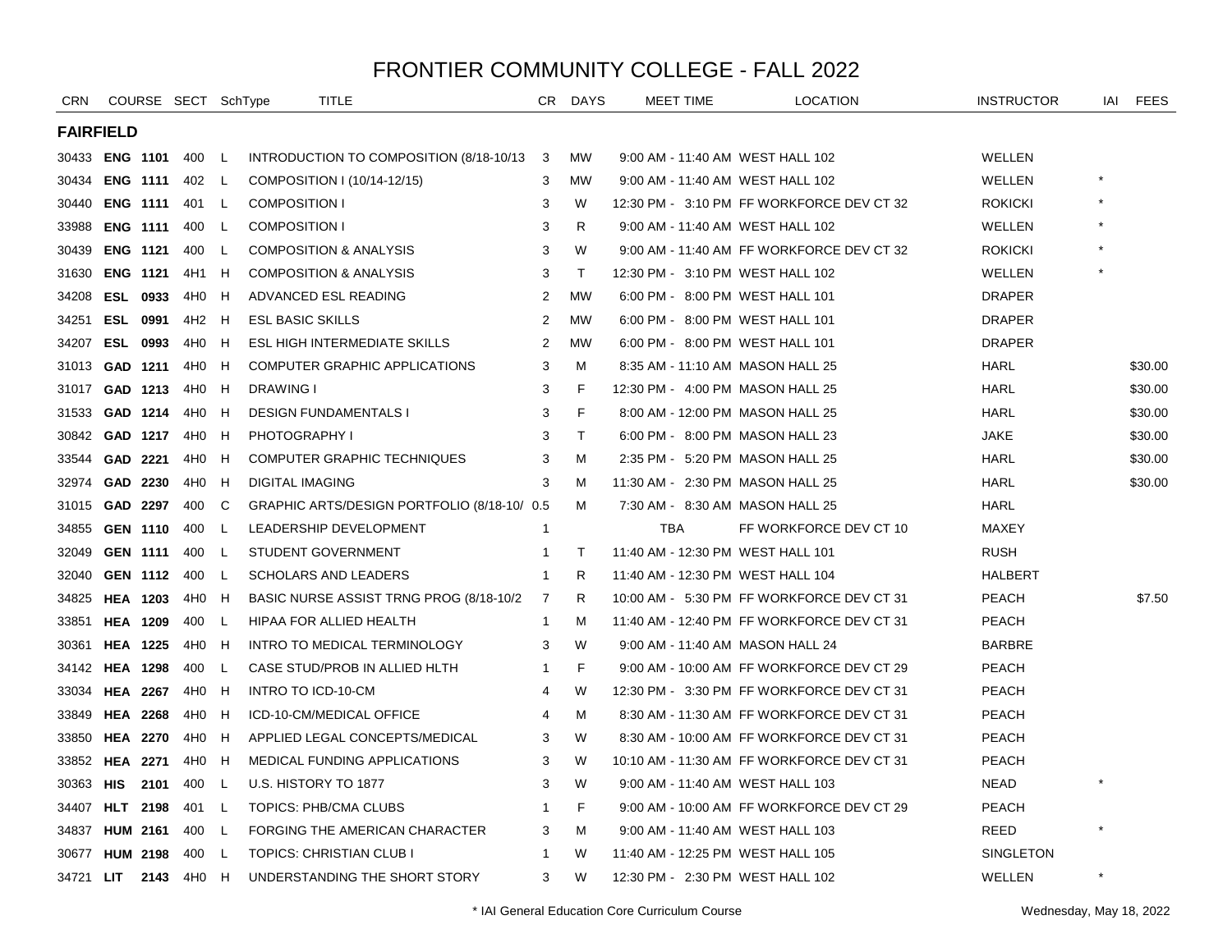# FRONTIER COMMUNITY COLLEGE - FALL 2022

| CRN | COURSE | SECT | SchType | TITLE | CR | DAYS | MEET TIME | LOCATION | INSTRUCTOR | IAI | FEES |
|---|---|---|---|---|---|---|---|---|---|---|---|
| **FAIRFIELD** | | | | | | | | | | | |
| 30433 | **ENG 1101** | 400 | L | INTRODUCTION TO COMPOSITION (8/18-10/13 | 3 | MW | 9:00 AM - 11:40 AM | WEST HALL 102 | WELLEN | | |
| 30434 | **ENG 1111** | 402 | L | COMPOSITION I (10/14-12/15) | 3 | MW | 9:00 AM - 11:40 AM | WEST HALL 102 | WELLEN | * | |
| 30440 | **ENG 1111** | 401 | L | COMPOSITION I | 3 | W | 12:30 PM - 3:10 PM | FF WORKFORCE DEV CT 32 | ROKICKI | * | |
| 33988 | **ENG 1111** | 400 | L | COMPOSITION I | 3 | R | 9:00 AM - 11:40 AM | WEST HALL 102 | WELLEN | * | |
| 30439 | **ENG 1121** | 400 | L | COMPOSITION & ANALYSIS | 3 | W | 9:00 AM - 11:40 AM | FF WORKFORCE DEV CT 32 | ROKICKI | * | |
| 31630 | **ENG 1121** | 4H1 | H | COMPOSITION & ANALYSIS | 3 | T | 12:30 PM - 3:10 PM | WEST HALL 102 | WELLEN | * | |
| 34208 | **ESL 0933** | 4H0 | H | ADVANCED ESL READING | 2 | MW | 6:00 PM - 8:00 PM | WEST HALL 101 | DRAPER | | |
| 34251 | **ESL 0991** | 4H2 | H | ESL BASIC SKILLS | 2 | MW | 6:00 PM - 8:00 PM | WEST HALL 101 | DRAPER | | |
| 34207 | **ESL 0993** | 4H0 | H | ESL HIGH INTERMEDIATE SKILLS | 2 | MW | 6:00 PM - 8:00 PM | WEST HALL 101 | DRAPER | | |
| 31013 | **GAD 1211** | 4H0 | H | COMPUTER GRAPHIC APPLICATIONS | 3 | M | 8:35 AM - 11:10 AM | MASON HALL 25 | HARL | | $30.00 |
| 31017 | **GAD 1213** | 4H0 | H | DRAWING I | 3 | F | 12:30 PM - 4:00 PM | MASON HALL 25 | HARL | | $30.00 |
| 31533 | **GAD 1214** | 4H0 | H | DESIGN FUNDAMENTALS I | 3 | F | 8:00 AM - 12:00 PM | MASON HALL 25 | HARL | | $30.00 |
| 30842 | **GAD 1217** | 4H0 | H | PHOTOGRAPHY I | 3 | T | 6:00 PM - 8:00 PM | MASON HALL 23 | JAKE | | $30.00 |
| 33544 | **GAD 2221** | 4H0 | H | COMPUTER GRAPHIC TECHNIQUES | 3 | M | 2:35 PM - 5:20 PM | MASON HALL 25 | HARL | | $30.00 |
| 32974 | **GAD 2230** | 4H0 | H | DIGITAL IMAGING | 3 | M | 11:30 AM - 2:30 PM | MASON HALL 25 | HARL | | $30.00 |
| 31015 | **GAD 2297** | 400 | C | GRAPHIC ARTS/DESIGN PORTFOLIO (8/18-10/ | 0.5 | M | 7:30 AM - 8:30 AM | MASON HALL 25 | HARL | | |
| 34855 | **GEN 1110** | 400 | L | LEADERSHIP DEVELOPMENT | 1 | | TBA | FF WORKFORCE DEV CT 10 | MAXEY | | |
| 32049 | **GEN 1111** | 400 | L | STUDENT GOVERNMENT | 1 | T | 11:40 AM - 12:30 PM | WEST HALL 101 | RUSH | | |
| 32040 | **GEN 1112** | 400 | L | SCHOLARS AND LEADERS | 1 | R | 11:40 AM - 12:30 PM | WEST HALL 104 | HALBERT | | |
| 34825 | **HEA 1203** | 4H0 | H | BASIC NURSE ASSIST TRNG PROG (8/18-10/2 | 7 | R | 10:00 AM - 5:30 PM | FF WORKFORCE DEV CT 31 | PEACH | | $7.50 |
| 33851 | **HEA 1209** | 400 | L | HIPAA FOR ALLIED HEALTH | 1 | M | 11:40 AM - 12:40 PM | FF WORKFORCE DEV CT 31 | PEACH | | |
| 30361 | **HEA 1225** | 4H0 | H | INTRO TO MEDICAL TERMINOLOGY | 3 | W | 9:00 AM - 11:40 AM | MASON HALL 24 | BARBRE | | |
| 34142 | **HEA 1298** | 400 | L | CASE STUD/PROB IN ALLIED HLTH | 1 | F | 9:00 AM - 10:00 AM | FF WORKFORCE DEV CT 29 | PEACH | | |
| 33034 | **HEA 2267** | 4H0 | H | INTRO TO ICD-10-CM | 4 | W | 12:30 PM - 3:30 PM | FF WORKFORCE DEV CT 31 | PEACH | | |
| 33849 | **HEA 2268** | 4H0 | H | ICD-10-CM/MEDICAL OFFICE | 4 | M | 8:30 AM - 11:30 AM | FF WORKFORCE DEV CT 31 | PEACH | | |
| 33850 | **HEA 2270** | 4H0 | H | APPLIED LEGAL CONCEPTS/MEDICAL | 3 | W | 8:30 AM - 10:00 AM | FF WORKFORCE DEV CT 31 | PEACH | | |
| 33852 | **HEA 2271** | 4H0 | H | MEDICAL FUNDING APPLICATIONS | 3 | W | 10:10 AM - 11:30 AM | FF WORKFORCE DEV CT 31 | PEACH | | |
| 30363 | **HIS 2101** | 400 | L | U.S. HISTORY TO 1877 | 3 | W | 9:00 AM - 11:40 AM | WEST HALL 103 | NEAD | * | |
| 34407 | **HLT 2198** | 401 | L | TOPICS: PHB/CMA CLUBS | 1 | F | 9:00 AM - 10:00 AM | FF WORKFORCE DEV CT 29 | PEACH | | |
| 34837 | **HUM 2161** | 400 | L | FORGING THE AMERICAN CHARACTER | 3 | M | 9:00 AM - 11:40 AM | WEST HALL 103 | REED | * | |
| 30677 | **HUM 2198** | 400 | L | TOPICS: CHRISTIAN CLUB I | 1 | W | 11:40 AM - 12:25 PM | WEST HALL 105 | SINGLETON | | |
| 34721 | **LIT 2143** | 4H0 | H | UNDERSTANDING THE SHORT STORY | 3 | W | 12:30 PM - 2:30 PM | WEST HALL 102 | WELLEN | * | |

\* IAI General Education Core Curriculum Course

Wednesday, May 18, 2022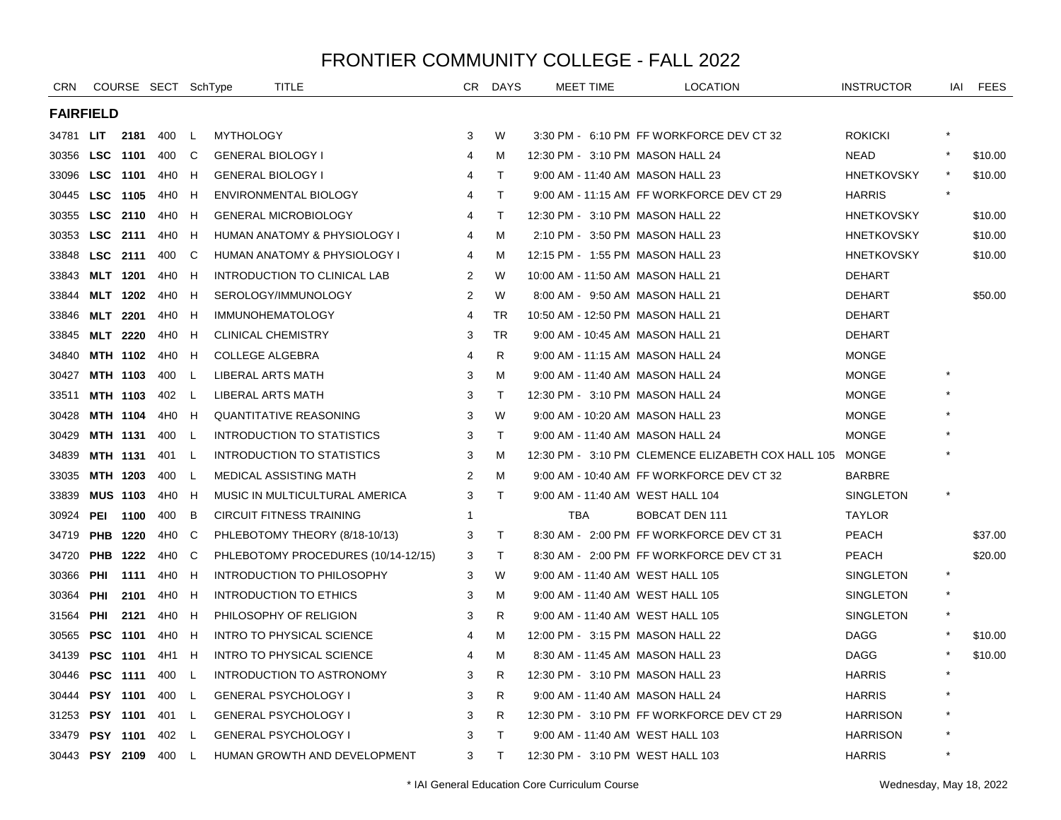# FRONTIER COMMUNITY COLLEGE - FALL 2022

| CRN | COURSE | SECT | SchType | TITLE | CR | DAYS | MEET TIME | LOCATION | INSTRUCTOR | IAI | FEES |
|---|---|---|---|---|---|---|---|---|---|---|---|
| **FAIRFIELD** | | | | | | | | | | | |
| 34781 | **LIT 2181** | 400 | L | MYTHOLOGY | 3 | W | 3:30 PM - 6:10 PM | FF WORKFORCE DEV CT 32 | ROKICKI | * | |
| 30356 | **LSC 1101** | 400 | C | GENERAL BIOLOGY I | 4 | M | 12:30 PM - 3:10 PM | MASON HALL 24 | NEAD | * | $10.00 |
| 33096 | **LSC 1101** | 4H0 | H | GENERAL BIOLOGY I | 4 | T | 9:00 AM - 11:40 AM | MASON HALL 23 | HNETKOVSKY | * | $10.00 |
| 30445 | **LSC 1105** | 4H0 | H | ENVIRONMENTAL BIOLOGY | 4 | T | 9:00 AM - 11:15 AM | FF WORKFORCE DEV CT 29 | HARRIS | * | |
| 30355 | **LSC 2110** | 4H0 | H | GENERAL MICROBIOLOGY | 4 | T | 12:30 PM - 3:10 PM | MASON HALL 22 | HNETKOVSKY | | $10.00 |
| 30353 | **LSC 2111** | 4H0 | H | HUMAN ANATOMY & PHYSIOLOGY I | 4 | M | 2:10 PM - 3:50 PM | MASON HALL 23 | HNETKOVSKY | | $10.00 |
| 33848 | **LSC 2111** | 400 | C | HUMAN ANATOMY & PHYSIOLOGY I | 4 | M | 12:15 PM - 1:55 PM | MASON HALL 23 | HNETKOVSKY | | $10.00 |
| 33843 | **MLT 1201** | 4H0 | H | INTRODUCTION TO CLINICAL LAB | 2 | W | 10:00 AM - 11:50 AM | MASON HALL 21 | DEHART | | |
| 33844 | **MLT 1202** | 4H0 | H | SEROLOGY/IMMUNOLOGY | 2 | W | 8:00 AM - 9:50 AM | MASON HALL 21 | DEHART | | $50.00 |
| 33846 | **MLT 2201** | 4H0 | H | IMMUNOHEMATOLOGY | 4 | TR | 10:50 AM - 12:50 PM | MASON HALL 21 | DEHART | | |
| 33845 | **MLT 2220** | 4H0 | H | CLINICAL CHEMISTRY | 3 | TR | 9:00 AM - 10:45 AM | MASON HALL 21 | DEHART | | |
| 34840 | **MTH 1102** | 4H0 | H | COLLEGE ALGEBRA | 4 | R | 9:00 AM - 11:15 AM | MASON HALL 24 | MONGE | | |
| 30427 | **MTH 1103** | 400 | L | LIBERAL ARTS MATH | 3 | M | 9:00 AM - 11:40 AM | MASON HALL 24 | MONGE | * | |
| 33511 | **MTH 1103** | 402 | L | LIBERAL ARTS MATH | 3 | T | 12:30 PM - 3:10 PM | MASON HALL 24 | MONGE | * | |
| 30428 | **MTH 1104** | 4H0 | H | QUANTITATIVE REASONING | 3 | W | 9:00 AM - 10:20 AM | MASON HALL 23 | MONGE | * | |
| 30429 | **MTH 1131** | 400 | L | INTRODUCTION TO STATISTICS | 3 | T | 9:00 AM - 11:40 AM | MASON HALL 24 | MONGE | * | |
| 34839 | **MTH 1131** | 401 | L | INTRODUCTION TO STATISTICS | 3 | M | 12:30 PM - 3:10 PM | CLEMENCE ELIZABETH COX HALL 105 | MONGE | * | |
| 33035 | **MTH 1203** | 400 | L | MEDICAL ASSISTING MATH | 2 | M | 9:00 AM - 10:40 AM | FF WORKFORCE DEV CT 32 | BARBRE | | |
| 33839 | **MUS 1103** | 4H0 | H | MUSIC IN MULTICULTURAL AMERICA | 3 | T | 9:00 AM - 11:40 AM | WEST HALL 104 | SINGLETON | * | |
| 30924 | **PEI 1100** | 400 | B | CIRCUIT FITNESS TRAINING | 1 | | TBA | BOBCAT DEN 111 | TAYLOR | | |
| 34719 | **PHB 1220** | 4H0 | C | PHLEBOTOMY THEORY (8/18-10/13) | 3 | T | 8:30 AM - 2:00 PM | FF WORKFORCE DEV CT 31 | PEACH | | $37.00 |
| 34720 | **PHB 1222** | 4H0 | C | PHLEBOTOMY PROCEDURES (10/14-12/15) | 3 | T | 8:30 AM - 2:00 PM | FF WORKFORCE DEV CT 31 | PEACH | | $20.00 |
| 30366 | **PHI 1111** | 4H0 | H | INTRODUCTION TO PHILOSOPHY | 3 | W | 9:00 AM - 11:40 AM | WEST HALL 105 | SINGLETON | * | |
| 30364 | **PHI 2101** | 4H0 | H | INTRODUCTION TO ETHICS | 3 | M | 9:00 AM - 11:40 AM | WEST HALL 105 | SINGLETON | * | |
| 31564 | **PHI 2121** | 4H0 | H | PHILOSOPHY OF RELIGION | 3 | R | 9:00 AM - 11:40 AM | WEST HALL 105 | SINGLETON | * | |
| 30565 | **PSC 1101** | 4H0 | H | INTRO TO PHYSICAL SCIENCE | 4 | M | 12:00 PM - 3:15 PM | MASON HALL 22 | DAGG | * | $10.00 |
| 34139 | **PSC 1101** | 4H1 | H | INTRO TO PHYSICAL SCIENCE | 4 | M | 8:30 AM - 11:45 AM | MASON HALL 23 | DAGG | * | $10.00 |
| 30446 | **PSC 1111** | 400 | L | INTRODUCTION TO ASTRONOMY | 3 | R | 12:30 PM - 3:10 PM | MASON HALL 23 | HARRIS | * | |
| 30444 | **PSY 1101** | 400 | L | GENERAL PSYCHOLOGY I | 3 | R | 9:00 AM - 11:40 AM | MASON HALL 24 | HARRIS | * | |
| 31253 | **PSY 1101** | 401 | L | GENERAL PSYCHOLOGY I | 3 | R | 12:30 PM - 3:10 PM | FF WORKFORCE DEV CT 29 | HARRISON | * | |
| 33479 | **PSY 1101** | 402 | L | GENERAL PSYCHOLOGY I | 3 | T | 9:00 AM - 11:40 AM | WEST HALL 103 | HARRISON | * | |
| 30443 | **PSY 2109** | 400 | L | HUMAN GROWTH AND DEVELOPMENT | 3 | T | 12:30 PM - 3:10 PM | WEST HALL 103 | HARRIS | * | |

* IAI General Education Core Curriculum Course

Wednesday, May 18, 2022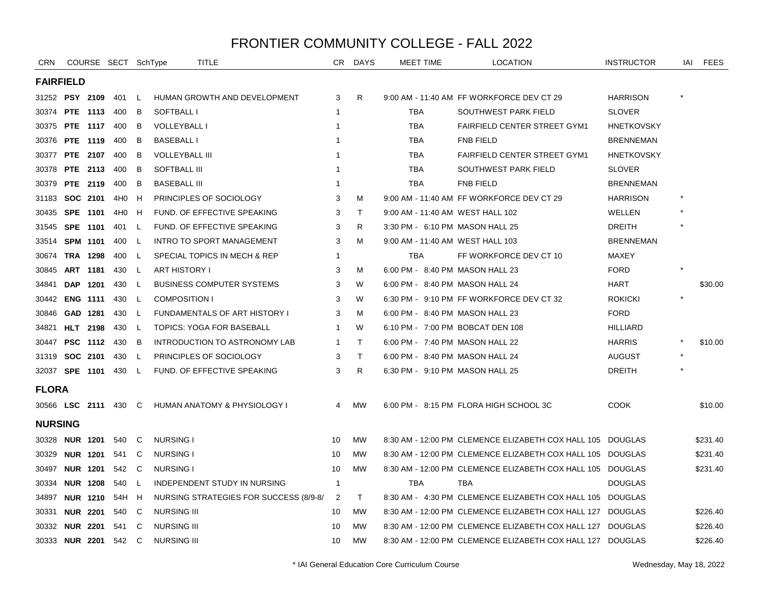# FRONTIER COMMUNITY COLLEGE - FALL 2022

| CRN | COURSE | | SECT | SchType | TITLE | CR | DAYS | MEET TIME | LOCATION | INSTRUCTOR | IAI | FEES |
|---|---|---|---|---|---|---|---|---|---|---|---|---|
| **FAIRFIELD** | | | | | | | | | | | | |
| 31252 | **PSY** | **2109** | 401 | L | HUMAN GROWTH AND DEVELOPMENT | 3 | R | 9:00 AM - 11:40 AM | FF WORKFORCE DEV CT 29 | HARRISON | * | |
| 30374 | **PTE** | **1113** | 400 | B | SOFTBALL I | 1 | | TBA | SOUTHWEST PARK FIELD | SLOVER | | |
| 30375 | **PTE** | **1117** | 400 | B | VOLLEYBALL I | 1 | | TBA | FAIRFIELD CENTER STREET GYM1 | HNETKOVSKY | | |
| 30376 | **PTE** | **1119** | 400 | B | BASEBALL I | 1 | | TBA | FNB FIELD | BRENNEMAN | | |
| 30377 | **PTE** | **2107** | 400 | B | VOLLEYBALL III | 1 | | TBA | FAIRFIELD CENTER STREET GYM1 | HNETKOVSKY | | |
| 30378 | **PTE** | **2113** | 400 | B | SOFTBALL III | 1 | | TBA | SOUTHWEST PARK FIELD | SLOVER | | |
| 30379 | **PTE** | **2119** | 400 | B | BASEBALL III | 1 | | TBA | FNB FIELD | BRENNEMAN | | |
| 31183 | **SOC** | **2101** | 4H0 | H | PRINCIPLES OF SOCIOLOGY | 3 | M | 9:00 AM - 11:40 AM | FF WORKFORCE DEV CT 29 | HARRISON | * | |
| 30435 | **SPE** | **1101** | 4H0 | H | FUND. OF EFFECTIVE SPEAKING | 3 | T | 9:00 AM - 11:40 AM | WEST HALL 102 | WELLEN | * | |
| 31545 | **SPE** | **1101** | 401 | L | FUND. OF EFFECTIVE SPEAKING | 3 | R | 3:30 PM - 6:10 PM | MASON HALL 25 | DREITH | * | |
| 33514 | **SPM** | **1101** | 400 | L | INTRO TO SPORT MANAGEMENT | 3 | M | 9:00 AM - 11:40 AM | WEST HALL 103 | BRENNEMAN | | |
| 30674 | **TRA** | **1298** | 400 | L | SPECIAL TOPICS IN MECH & REP | 1 | | TBA | FF WORKFORCE DEV CT 10 | MAXEY | | |
| 30845 | **ART** | **1181** | 430 | L | ART HISTORY I | 3 | M | 6:00 PM - 8:40 PM | MASON HALL 23 | FORD | * | |
| 34841 | **DAP** | **1201** | 430 | L | BUSINESS COMPUTER SYSTEMS | 3 | W | 6:00 PM - 8:40 PM | MASON HALL 24 | HART | | $30.00 |
| 30442 | **ENG** | **1111** | 430 | L | COMPOSITION I | 3 | W | 6:30 PM - 9:10 PM | FF WORKFORCE DEV CT 32 | ROKICKI | * | |
| 30846 | **GAD** | **1281** | 430 | L | FUNDAMENTALS OF ART HISTORY I | 3 | M | 6:00 PM - 8:40 PM | MASON HALL 23 | FORD | | |
| 34821 | **HLT** | **2198** | 430 | L | TOPICS: YOGA FOR BASEBALL | 1 | W | 6:10 PM - 7:00 PM | BOBCAT DEN 108 | HILLIARD | | |
| 30447 | **PSC** | **1112** | 430 | B | INTRODUCTION TO ASTRONOMY LAB | 1 | T | 6:00 PM - 7:40 PM | MASON HALL 22 | HARRIS | * | $10.00 |
| 31319 | **SOC** | **2101** | 430 | L | PRINCIPLES OF SOCIOLOGY | 3 | T | 6:00 PM - 8:40 PM | MASON HALL 24 | AUGUST | * | |
| 32037 | **SPE** | **1101** | 430 | L | FUND. OF EFFECTIVE SPEAKING | 3 | R | 6:30 PM - 9:10 PM | MASON HALL 25 | DREITH | * | |
| **FLORA** | | | | | | | | | | | | |
| 30566 | **LSC** | **2111** | 430 | C | HUMAN ANATOMY & PHYSIOLOGY I | 4 | MW | 6:00 PM - 8:15 PM | FLORA HIGH SCHOOL 3C | COOK | | $10.00 |
| **NURSING** | | | | | | | | | | | | |
| 30328 | **NUR** | **1201** | 540 | C | NURSING I | 10 | MW | 8:30 AM - 12:00 PM | CLEMENCE ELIZABETH COX HALL 105 | DOUGLAS | | $231.40 |
| 30329 | **NUR** | **1201** | 541 | C | NURSING I | 10 | MW | 8:30 AM - 12:00 PM | CLEMENCE ELIZABETH COX HALL 105 | DOUGLAS | | $231.40 |
| 30497 | **NUR** | **1201** | 542 | C | NURSING I | 10 | MW | 8:30 AM - 12:00 PM | CLEMENCE ELIZABETH COX HALL 105 | DOUGLAS | | $231.40 |
| 30334 | **NUR** | **1208** | 540 | L | INDEPENDENT STUDY IN NURSING | 1 | | TBA | TBA | DOUGLAS | | |
| 34897 | **NUR** | **1210** | 54H | H | NURSING STRATEGIES FOR SUCCESS (8/9-8/ | 2 | T | 8:30 AM - 4:30 PM | CLEMENCE ELIZABETH COX HALL 105 | DOUGLAS | | |
| 30331 | **NUR** | **2201** | 540 | C | NURSING III | 10 | MW | 8:30 AM - 12:00 PM | CLEMENCE ELIZABETH COX HALL 127 | DOUGLAS | | $226.40 |
| 30332 | **NUR** | **2201** | 541 | C | NURSING III | 10 | MW | 8:30 AM - 12:00 PM | CLEMENCE ELIZABETH COX HALL 127 | DOUGLAS | | $226.40 |
| 30333 | **NUR** | **2201** | 542 | C | NURSING III | 10 | MW | 8:30 AM - 12:00 PM | CLEMENCE ELIZABETH COX HALL 127 | DOUGLAS | | $226.40 |

* IAI General Education Core Curriculum Course

Wednesday, May 18, 2022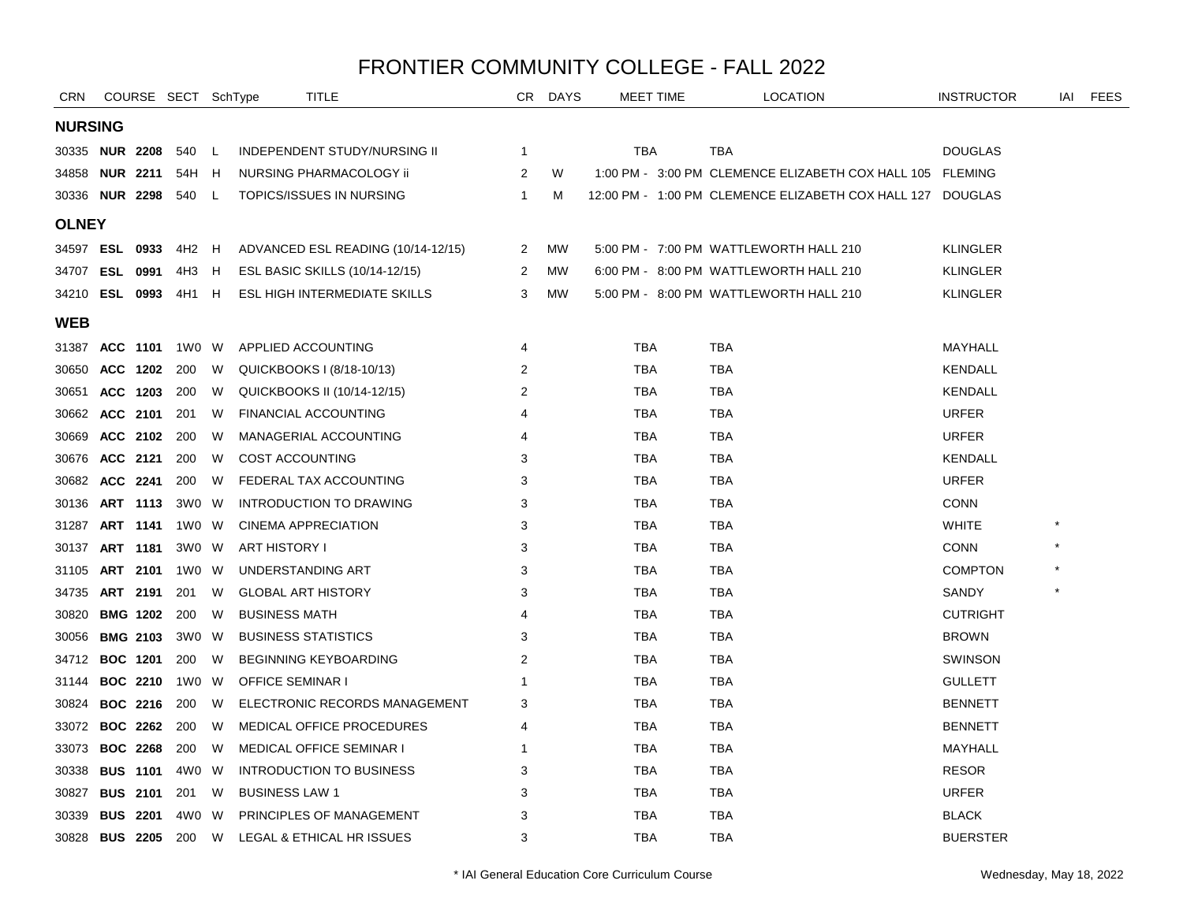# FRONTIER COMMUNITY COLLEGE - FALL 2022

| CRN | COURSE | | SECT | SchType | TITLE | CR | DAYS | MEET TIME | LOCATION | INSTRUCTOR | IAI | FEES |
|---|---|---|---|---|---|---|---|---|---|---|---|---|
| **NURSING** | | | | | | | | | | | | |
| 30335 | **NUR** | **2208** | 540 | L | INDEPENDENT STUDY/NURSING II | 1 | | TBA | TBA | DOUGLAS | | |
| 34858 | **NUR** | **2211** | 54H | H | NURSING PHARMACOLOGY ii | 2 | W | 1:00 PM - 3:00 PM | CLEMENCE ELIZABETH COX HALL 105 | FLEMING | | |
| 30336 | **NUR** | **2298** | 540 | L | TOPICS/ISSUES IN NURSING | 1 | M | 12:00 PM - 1:00 PM | CLEMENCE ELIZABETH COX HALL 127 | DOUGLAS | | |
| **OLNEY** | | | | | | | | | | | | |
| 34597 | **ESL** | **0933** | 4H2 | H | ADVANCED ESL READING (10/14-12/15) | 2 | MW | 5:00 PM - 7:00 PM | WATTLEWORTH HALL 210 | KLINGLER | | |
| 34707 | **ESL** | **0991** | 4H3 | H | ESL BASIC SKILLS (10/14-12/15) | 2 | MW | 6:00 PM - 8:00 PM | WATTLEWORTH HALL 210 | KLINGLER | | |
| 34210 | **ESL** | **0993** | 4H1 | H | ESL HIGH INTERMEDIATE SKILLS | 3 | MW | 5:00 PM - 8:00 PM | WATTLEWORTH HALL 210 | KLINGLER | | |
| **WEB** | | | | | | | | | | | | |
| 31387 | **ACC** | **1101** | 1W0 | W | APPLIED ACCOUNTING | 4 | | TBA | TBA | MAYHALL | | |
| 30650 | **ACC** | **1202** | 200 | W | QUICKBOOKS I (8/18-10/13) | 2 | | TBA | TBA | KENDALL | | |
| 30651 | **ACC** | **1203** | 200 | W | QUICKBOOKS II (10/14-12/15) | 2 | | TBA | TBA | KENDALL | | |
| 30662 | **ACC** | **2101** | 201 | W | FINANCIAL ACCOUNTING | 4 | | TBA | TBA | URFER | | |
| 30669 | **ACC** | **2102** | 200 | W | MANAGERIAL ACCOUNTING | 4 | | TBA | TBA | URFER | | |
| 30676 | **ACC** | **2121** | 200 | W | COST ACCOUNTING | 3 | | TBA | TBA | KENDALL | | |
| 30682 | **ACC** | **2241** | 200 | W | FEDERAL TAX ACCOUNTING | 3 | | TBA | TBA | URFER | | |
| 30136 | **ART** | **1113** | 3W0 | W | INTRODUCTION TO DRAWING | 3 | | TBA | TBA | CONN | | |
| 31287 | **ART** | **1141** | 1W0 | W | CINEMA APPRECIATION | 3 | | TBA | TBA | WHITE | * | |
| 30137 | **ART** | **1181** | 3W0 | W | ART HISTORY I | 3 | | TBA | TBA | CONN | * | |
| 31105 | **ART** | **2101** | 1W0 | W | UNDERSTANDING ART | 3 | | TBA | TBA | COMPTON | * | |
| 34735 | **ART** | **2191** | 201 | W | GLOBAL ART HISTORY | 3 | | TBA | TBA | SANDY | * | |
| 30820 | **BMG** | **1202** | 200 | W | BUSINESS MATH | 4 | | TBA | TBA | CUTRIGHT | | |
| 30056 | **BMG** | **2103** | 3W0 | W | BUSINESS STATISTICS | 3 | | TBA | TBA | BROWN | | |
| 34712 | **BOC** | **1201** | 200 | W | BEGINNING KEYBOARDING | 2 | | TBA | TBA | SWINSON | | |
| 31144 | **BOC** | **2210** | 1W0 | W | OFFICE SEMINAR I | 1 | | TBA | TBA | GULLETT | | |
| 30824 | **BOC** | **2216** | 200 | W | ELECTRONIC RECORDS MANAGEMENT | 3 | | TBA | TBA | BENNETT | | |
| 33072 | **BOC** | **2262** | 200 | W | MEDICAL OFFICE PROCEDURES | 4 | | TBA | TBA | BENNETT | | |
| 33073 | **BOC** | **2268** | 200 | W | MEDICAL OFFICE SEMINAR I | 1 | | TBA | TBA | MAYHALL | | |
| 30338 | **BUS** | **1101** | 4W0 | W | INTRODUCTION TO BUSINESS | 3 | | TBA | TBA | RESOR | | |
| 30827 | **BUS** | **2101** | 201 | W | BUSINESS LAW 1 | 3 | | TBA | TBA | URFER | | |
| 30339 | **BUS** | **2201** | 4W0 | W | PRINCIPLES OF MANAGEMENT | 3 | | TBA | TBA | BLACK | | |
| 30828 | **BUS** | **2205** | 200 | W | LEGAL & ETHICAL HR ISSUES | 3 | | TBA | TBA | BUERSTER | | |

\* IAI General Education Core Curriculum Course

Wednesday, May 18, 2022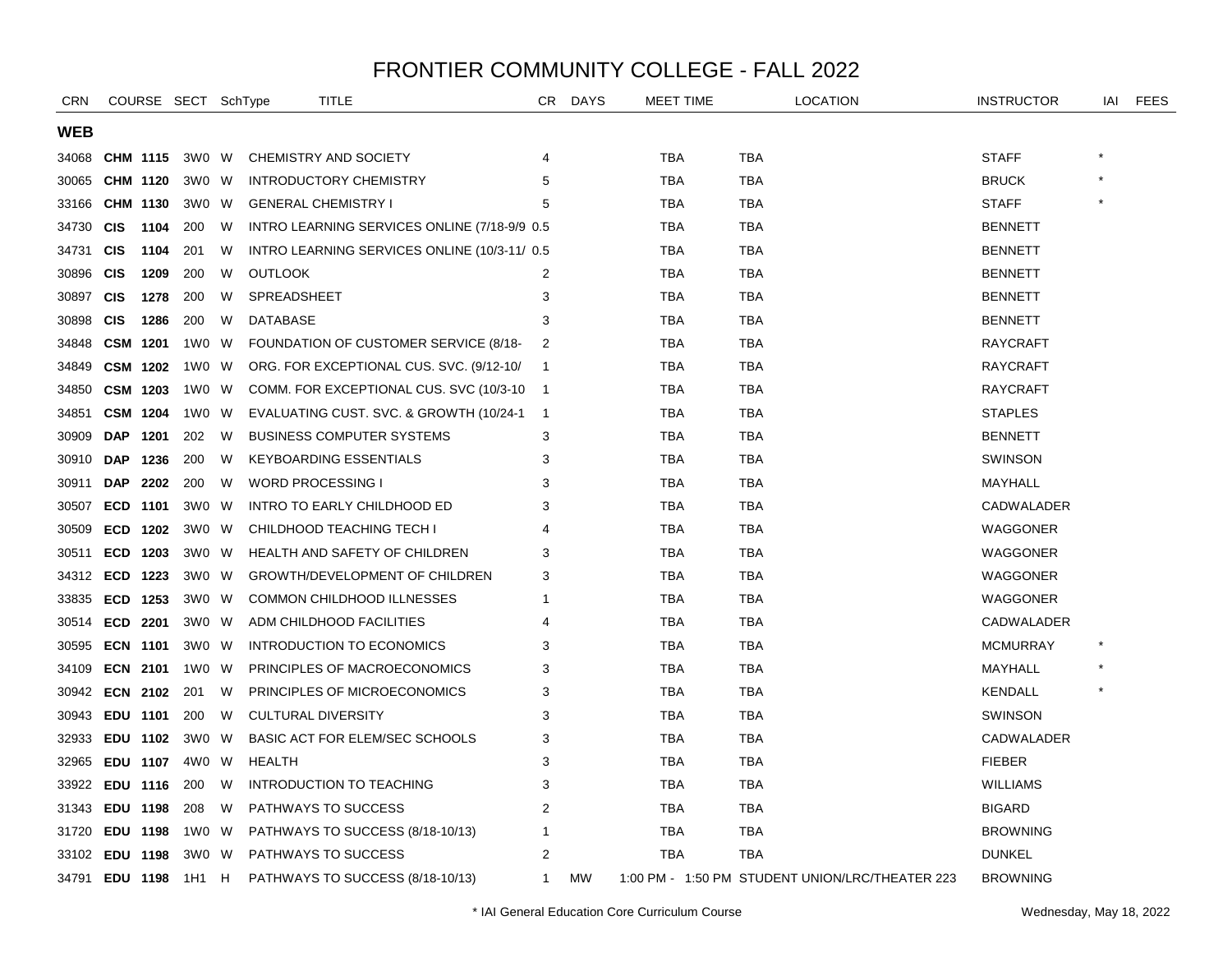# FRONTIER COMMUNITY COLLEGE - FALL 2022

| CRN | COURSE | | SECT | SchType | TITLE | CR | DAYS | MEET TIME | LOCATION | INSTRUCTOR | IAI | FEES |
|---|---|---|---|---|---|---|---|---|---|---|---|---|
| **WEB** | | | | | | | | | | | | |
| 34068 | **CHM** | **1115** | 3W0 | W | CHEMISTRY AND SOCIETY | 4 | | TBA | TBA | STAFF | * | |
| 30065 | **CHM** | **1120** | 3W0 | W | INTRODUCTORY CHEMISTRY | 5 | | TBA | TBA | BRUCK | * | |
| 33166 | **CHM** | **1130** | 3W0 | W | GENERAL CHEMISTRY I | 5 | | TBA | TBA | STAFF | * | |
| 34730 | **CIS** | **1104** | 200 | W | INTRO LEARNING SERVICES ONLINE (7/18-9/9 | 0.5 | | TBA | TBA | BENNETT | | |
| 34731 | **CIS** | **1104** | 201 | W | INTRO LEARNING SERVICES ONLINE (10/3-11/ | 0.5 | | TBA | TBA | BENNETT | | |
| 30896 | **CIS** | **1209** | 200 | W | OUTLOOK | 2 | | TBA | TBA | BENNETT | | |
| 30897 | **CIS** | **1278** | 200 | W | SPREADSHEET | 3 | | TBA | TBA | BENNETT | | |
| 30898 | **CIS** | **1286** | 200 | W | DATABASE | 3 | | TBA | TBA | BENNETT | | |
| 34848 | **CSM** | **1201** | 1W0 | W | FOUNDATION OF CUSTOMER SERVICE (8/18- | 2 | | TBA | TBA | RAYCRAFT | | |
| 34849 | **CSM** | **1202** | 1W0 | W | ORG. FOR EXCEPTIONAL CUS. SVC. (9/12-10/ | 1 | | TBA | TBA | RAYCRAFT | | |
| 34850 | **CSM** | **1203** | 1W0 | W | COMM. FOR EXCEPTIONAL CUS. SVC (10/3-10 | 1 | | TBA | TBA | RAYCRAFT | | |
| 34851 | **CSM** | **1204** | 1W0 | W | EVALUATING CUST. SVC. & GROWTH (10/24-1 | 1 | | TBA | TBA | STAPLES | | |
| 30909 | **DAP** | **1201** | 202 | W | BUSINESS COMPUTER SYSTEMS | 3 | | TBA | TBA | BENNETT | | |
| 30910 | **DAP** | **1236** | 200 | W | KEYBOARDING ESSENTIALS | 3 | | TBA | TBA | SWINSON | | |
| 30911 | **DAP** | **2202** | 200 | W | WORD PROCESSING I | 3 | | TBA | TBA | MAYHALL | | |
| 30507 | **ECD** | **1101** | 3W0 | W | INTRO TO EARLY CHILDHOOD ED | 3 | | TBA | TBA | CADWALADER | | |
| 30509 | **ECD** | **1202** | 3W0 | W | CHILDHOOD TEACHING TECH I | 4 | | TBA | TBA | WAGGONER | | |
| 30511 | **ECD** | **1203** | 3W0 | W | HEALTH AND SAFETY OF CHILDREN | 3 | | TBA | TBA | WAGGONER | | |
| 34312 | **ECD** | **1223** | 3W0 | W | GROWTH/DEVELOPMENT OF CHILDREN | 3 | | TBA | TBA | WAGGONER | | |
| 33835 | **ECD** | **1253** | 3W0 | W | COMMON CHILDHOOD ILLNESSES | 1 | | TBA | TBA | WAGGONER | | |
| 30514 | **ECD** | **2201** | 3W0 | W | ADM CHILDHOOD FACILITIES | 4 | | TBA | TBA | CADWALADER | | |
| 30595 | **ECN** | **1101** | 3W0 | W | INTRODUCTION TO ECONOMICS | 3 | | TBA | TBA | MCMURRAY | * | |
| 34109 | **ECN** | **2101** | 1W0 | W | PRINCIPLES OF MACROECONOMICS | 3 | | TBA | TBA | MAYHALL | * | |
| 30942 | **ECN** | **2102** | 201 | W | PRINCIPLES OF MICROECONOMICS | 3 | | TBA | TBA | KENDALL | * | |
| 30943 | **EDU** | **1101** | 200 | W | CULTURAL DIVERSITY | 3 | | TBA | TBA | SWINSON | | |
| 32933 | **EDU** | **1102** | 3W0 | W | BASIC ACT FOR ELEM/SEC SCHOOLS | 3 | | TBA | TBA | CADWALADER | | |
| 32965 | **EDU** | **1107** | 4W0 | W | HEALTH | 3 | | TBA | TBA | FIEBER | | |
| 33922 | **EDU** | **1116** | 200 | W | INTRODUCTION TO TEACHING | 3 | | TBA | TBA | WILLIAMS | | |
| 31343 | **EDU** | **1198** | 208 | W | PATHWAYS TO SUCCESS | 2 | | TBA | TBA | BIGARD | | |
| 31720 | **EDU** | **1198** | 1W0 | W | PATHWAYS TO SUCCESS (8/18-10/13) | 1 | | TBA | TBA | BROWNING | | |
| 33102 | **EDU** | **1198** | 3W0 | W | PATHWAYS TO SUCCESS | 2 | | TBA | TBA | DUNKEL | | |
| 34791 | **EDU** | **1198** | 1H1 | H | PATHWAYS TO SUCCESS (8/18-10/13) | 1 | MW | 1:00 PM - 1:50 PM | STUDENT UNION/LRC/THEATER 223 | BROWNING | | |

\* IAI General Education Core Curriculum Course

Wednesday, May 18, 2022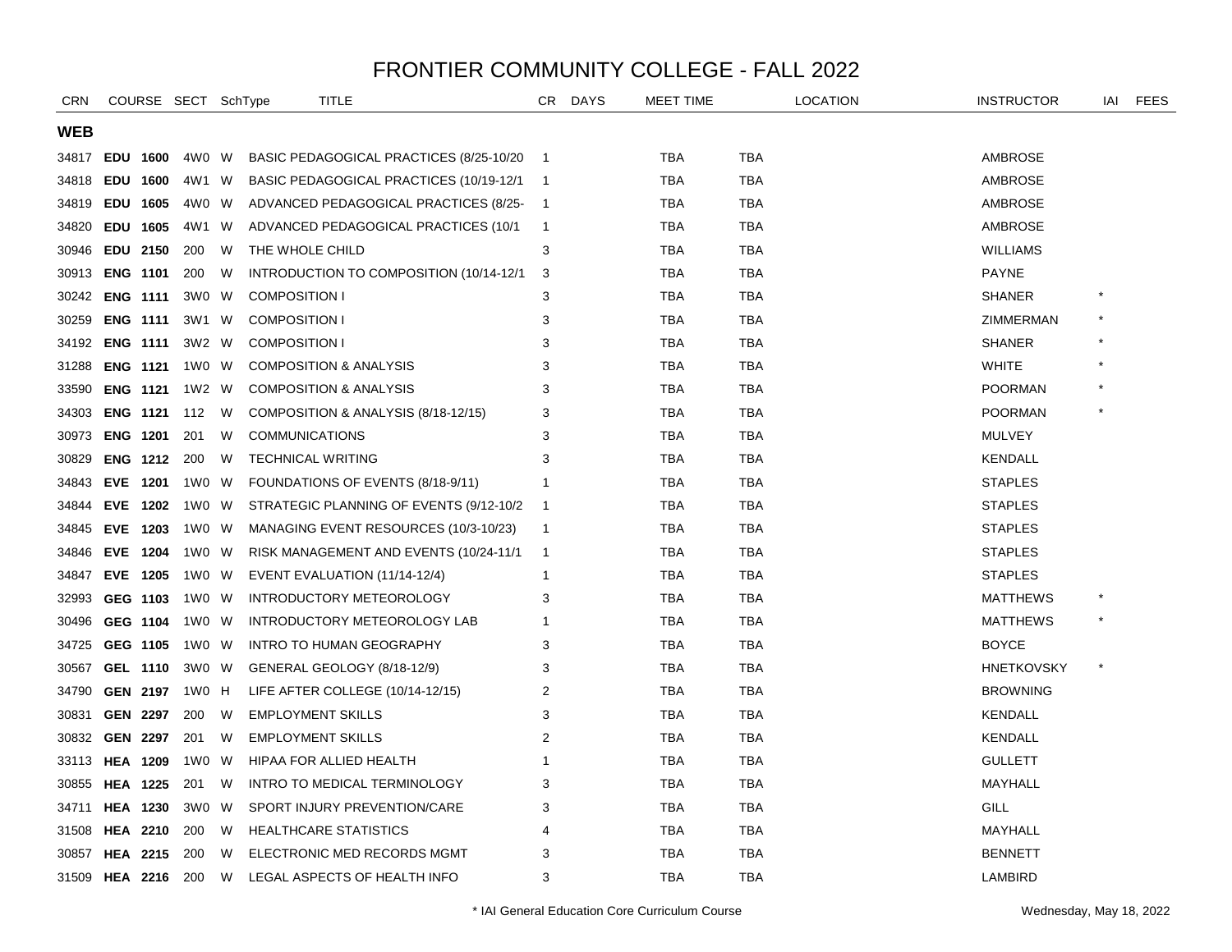# FRONTIER COMMUNITY COLLEGE - FALL 2022

## WEB

| CRN | COURSE | SECT | SchType | TITLE | CR | DAYS | MEET TIME | LOCATION | INSTRUCTOR | IAI | FEES |
|---|---|---|---|---|---|---|---|---|---|---|---|
| 34817 | **EDU 1600** | 4W0 | W | BASIC PEDAGOGICAL PRACTICES (8/25-10/20 | 1 | | TBA | TBA | AMBROSE | | |
| 34818 | **EDU 1600** | 4W1 | W | BASIC PEDAGOGICAL PRACTICES (10/19-12/1 | 1 | | TBA | TBA | AMBROSE | | |
| 34819 | **EDU 1605** | 4W0 | W | ADVANCED PEDAGOGICAL PRACTICES (8/25- | 1 | | TBA | TBA | AMBROSE | | |
| 34820 | **EDU 1605** | 4W1 | W | ADVANCED PEDAGOGICAL PRACTICES (10/1 | 1 | | TBA | TBA | AMBROSE | | |
| 30946 | **EDU 2150** | 200 | W | THE WHOLE CHILD | 3 | | TBA | TBA | WILLIAMS | | |
| 30913 | **ENG 1101** | 200 | W | INTRODUCTION TO COMPOSITION (10/14-12/1 | 3 | | TBA | TBA | PAYNE | | |
| 30242 | **ENG 1111** | 3W0 | W | COMPOSITION I | 3 | | TBA | TBA | SHANER | * | |
| 30259 | **ENG 1111** | 3W1 | W | COMPOSITION I | 3 | | TBA | TBA | ZIMMERMAN | * | |
| 34192 | **ENG 1111** | 3W2 | W | COMPOSITION I | 3 | | TBA | TBA | SHANER | * | |
| 31288 | **ENG 1121** | 1W0 | W | COMPOSITION & ANALYSIS | 3 | | TBA | TBA | WHITE | * | |
| 33590 | **ENG 1121** | 1W2 | W | COMPOSITION & ANALYSIS | 3 | | TBA | TBA | POORMAN | * | |
| 34303 | **ENG 1121** | 112 | W | COMPOSITION & ANALYSIS (8/18-12/15) | 3 | | TBA | TBA | POORMAN | * | |
| 30973 | **ENG 1201** | 201 | W | COMMUNICATIONS | 3 | | TBA | TBA | MULVEY | | |
| 30829 | **ENG 1212** | 200 | W | TECHNICAL WRITING | 3 | | TBA | TBA | KENDALL | | |
| 34843 | **EVE 1201** | 1W0 | W | FOUNDATIONS OF EVENTS (8/18-9/11) | 1 | | TBA | TBA | STAPLES | | |
| 34844 | **EVE 1202** | 1W0 | W | STRATEGIC PLANNING OF EVENTS (9/12-10/2 | 1 | | TBA | TBA | STAPLES | | |
| 34845 | **EVE 1203** | 1W0 | W | MANAGING EVENT RESOURCES (10/3-10/23) | 1 | | TBA | TBA | STAPLES | | |
| 34846 | **EVE 1204** | 1W0 | W | RISK MANAGEMENT AND EVENTS (10/24-11/1 | 1 | | TBA | TBA | STAPLES | | |
| 34847 | **EVE 1205** | 1W0 | W | EVENT EVALUATION (11/14-12/4) | 1 | | TBA | TBA | STAPLES | | |
| 32993 | **GEG 1103** | 1W0 | W | INTRODUCTORY METEOROLOGY | 3 | | TBA | TBA | MATTHEWS | * | |
| 30496 | **GEG 1104** | 1W0 | W | INTRODUCTORY METEOROLOGY LAB | 1 | | TBA | TBA | MATTHEWS | * | |
| 34725 | **GEG 1105** | 1W0 | W | INTRO TO HUMAN GEOGRAPHY | 3 | | TBA | TBA | BOYCE | | |
| 30567 | **GEL 1110** | 3W0 | W | GENERAL GEOLOGY (8/18-12/9) | 3 | | TBA | TBA | HNETKOVSKY | * | |
| 34790 | **GEN 2197** | 1W0 | H | LIFE AFTER COLLEGE (10/14-12/15) | 2 | | TBA | TBA | BROWNING | | |
| 30831 | **GEN 2297** | 200 | W | EMPLOYMENT SKILLS | 3 | | TBA | TBA | KENDALL | | |
| 30832 | **GEN 2297** | 201 | W | EMPLOYMENT SKILLS | 2 | | TBA | TBA | KENDALL | | |
| 33113 | **HEA 1209** | 1W0 | W | HIPAA FOR ALLIED HEALTH | 1 | | TBA | TBA | GULLETT | | |
| 30855 | **HEA 1225** | 201 | W | INTRO TO MEDICAL TERMINOLOGY | 3 | | TBA | TBA | MAYHALL | | |
| 34711 | **HEA 1230** | 3W0 | W | SPORT INJURY PREVENTION/CARE | 3 | | TBA | TBA | GILL | | |
| 31508 | **HEA 2210** | 200 | W | HEALTHCARE STATISTICS | 4 | | TBA | TBA | MAYHALL | | |
| 30857 | **HEA 2215** | 200 | W | ELECTRONIC MED RECORDS MGMT | 3 | | TBA | TBA | BENNETT | | |
| 31509 | **HEA 2216** | 200 | W | LEGAL ASPECTS OF HEALTH INFO | 3 | | TBA | TBA | LAMBIRD | | |

\* IAI General Education Core Curriculum Course

Wednesday, May 18, 2022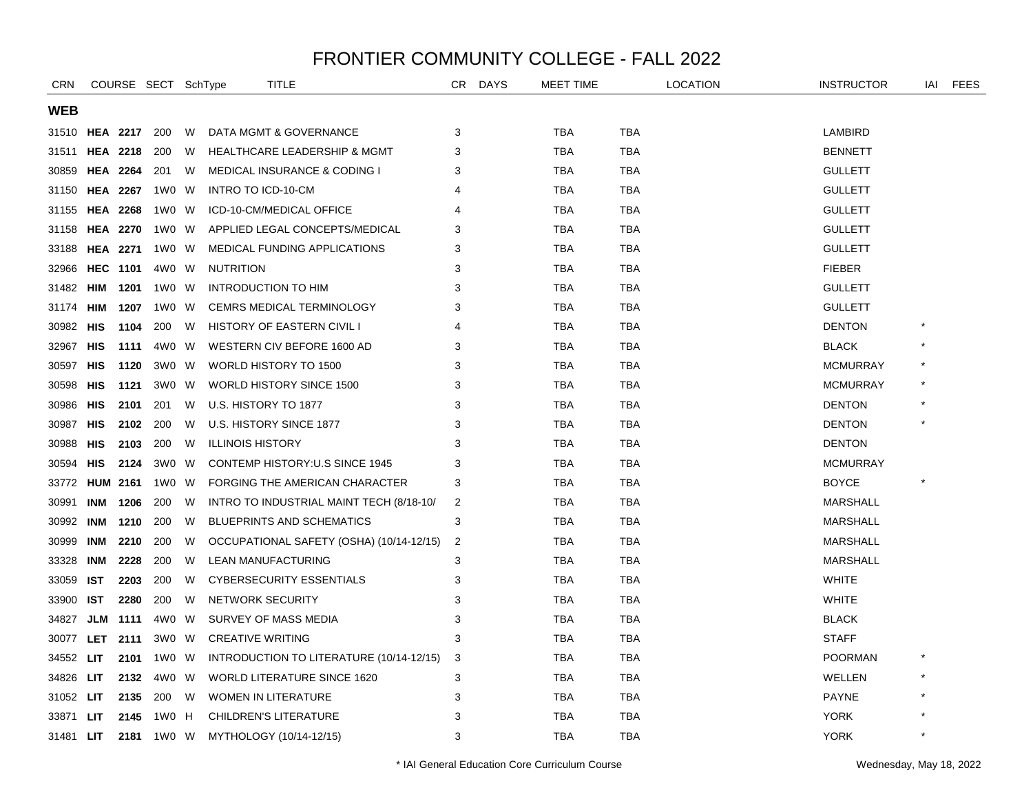# FRONTIER COMMUNITY COLLEGE - FALL 2022

| CRN | COURSE | | SECT | SchType | TITLE | CR | DAYS | MEET TIME | LOCATION | INSTRUCTOR | IAI | FEES |
|---|---|---|---|---|---|---|---|---|---|---|---|---|
| **WEB** | | | | | | | | | | | | |
| 31510 | **HEA** | **2217** | 200 | W | DATA MGMT & GOVERNANCE | 3 | | TBA | TBA | LAMBIRD | | |
| 31511 | **HEA** | **2218** | 200 | W | HEALTHCARE LEADERSHIP & MGMT | 3 | | TBA | TBA | BENNETT | | |
| 30859 | **HEA** | **2264** | 201 | W | MEDICAL INSURANCE & CODING I | 3 | | TBA | TBA | GULLETT | | |
| 31150 | **HEA** | **2267** | 1W0 | W | INTRO TO ICD-10-CM | 4 | | TBA | TBA | GULLETT | | |
| 31155 | **HEA** | **2268** | 1W0 | W | ICD-10-CM/MEDICAL OFFICE | 4 | | TBA | TBA | GULLETT | | |
| 31158 | **HEA** | **2270** | 1W0 | W | APPLIED LEGAL CONCEPTS/MEDICAL | 3 | | TBA | TBA | GULLETT | | |
| 33188 | **HEA** | **2271** | 1W0 | W | MEDICAL FUNDING APPLICATIONS | 3 | | TBA | TBA | GULLETT | | |
| 32966 | **HEC** | **1101** | 4W0 | W | NUTRITION | 3 | | TBA | TBA | FIEBER | | |
| 31482 | **HIM** | **1201** | 1W0 | W | INTRODUCTION TO HIM | 3 | | TBA | TBA | GULLETT | | |
| 31174 | **HIM** | **1207** | 1W0 | W | CEMRS MEDICAL TERMINOLOGY | 3 | | TBA | TBA | GULLETT | | |
| 30982 | **HIS** | **1104** | 200 | W | HISTORY OF EASTERN CIVIL I | 4 | | TBA | TBA | DENTON | * | |
| 32967 | **HIS** | **1111** | 4W0 | W | WESTERN CIV BEFORE 1600 AD | 3 | | TBA | TBA | BLACK | * | |
| 30597 | **HIS** | **1120** | 3W0 | W | WORLD HISTORY TO 1500 | 3 | | TBA | TBA | MCMURRAY | * | |
| 30598 | **HIS** | **1121** | 3W0 | W | WORLD HISTORY SINCE 1500 | 3 | | TBA | TBA | MCMURRAY | * | |
| 30986 | **HIS** | **2101** | 201 | W | U.S. HISTORY TO 1877 | 3 | | TBA | TBA | DENTON | * | |
| 30987 | **HIS** | **2102** | 200 | W | U.S. HISTORY SINCE 1877 | 3 | | TBA | TBA | DENTON | * | |
| 30988 | **HIS** | **2103** | 200 | W | ILLINOIS HISTORY | 3 | | TBA | TBA | DENTON | | |
| 30594 | **HIS** | **2124** | 3W0 | W | CONTEMP HISTORY:U.S SINCE 1945 | 3 | | TBA | TBA | MCMURRAY | | |
| 33772 | **HUM** | **2161** | 1W0 | W | FORGING THE AMERICAN CHARACTER | 3 | | TBA | TBA | BOYCE | * | |
| 30991 | **INM** | **1206** | 200 | W | INTRO TO INDUSTRIAL MAINT TECH (8/18-10/ | 2 | | TBA | TBA | MARSHALL | | |
| 30992 | **INM** | **1210** | 200 | W | BLUEPRINTS AND SCHEMATICS | 3 | | TBA | TBA | MARSHALL | | |
| 30999 | **INM** | **2210** | 200 | W | OCCUPATIONAL SAFETY (OSHA) (10/14-12/15) | 2 | | TBA | TBA | MARSHALL | | |
| 33328 | **INM** | **2228** | 200 | W | LEAN MANUFACTURING | 3 | | TBA | TBA | MARSHALL | | |
| 33059 | **IST** | **2203** | 200 | W | CYBERSECURITY ESSENTIALS | 3 | | TBA | TBA | WHITE | | |
| 33900 | **IST** | **2280** | 200 | W | NETWORK SECURITY | 3 | | TBA | TBA | WHITE | | |
| 34827 | **JLM** | **1111** | 4W0 | W | SURVEY OF MASS MEDIA | 3 | | TBA | TBA | BLACK | | |
| 30077 | **LET** | **2111** | 3W0 | W | CREATIVE WRITING | 3 | | TBA | TBA | STAFF | | |
| 34552 | **LIT** | **2101** | 1W0 | W | INTRODUCTION TO LITERATURE (10/14-12/15) | 3 | | TBA | TBA | POORMAN | * | |
| 34826 | **LIT** | **2132** | 4W0 | W | WORLD LITERATURE SINCE 1620 | 3 | | TBA | TBA | WELLEN | * | |
| 31052 | **LIT** | **2135** | 200 | W | WOMEN IN LITERATURE | 3 | | TBA | TBA | PAYNE | * | |
| 33871 | **LIT** | **2145** | 1W0 | H | CHILDREN'S LITERATURE | 3 | | TBA | TBA | YORK | * | |
| 31481 | **LIT** | **2181** | 1W0 | W | MYTHOLOGY (10/14-12/15) | 3 | | TBA | TBA | YORK | * | |

* IAI General Education Core Curriculum Course

Wednesday, May 18, 2022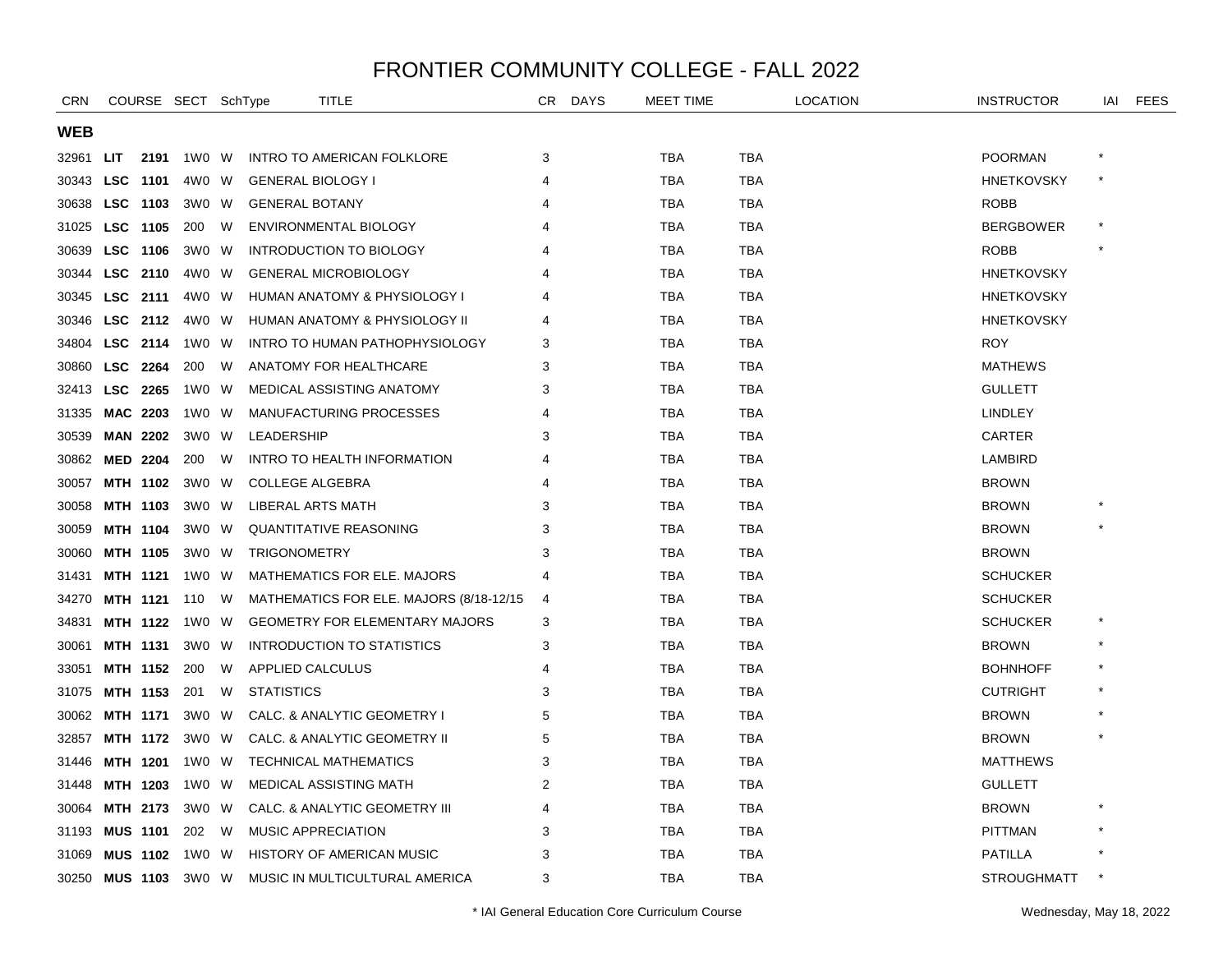# FRONTIER COMMUNITY COLLEGE - FALL 2022

## WEB

| CRN | COURSE | | SECT | SchType | TITLE | CR | DAYS | MEET TIME | LOCATION | INSTRUCTOR | IAI | FEES |
|---|---|---|---|---|---|---|---|---|---|---|---|---|
| 32961 | **LIT** | **2191** | 1W0 | W | INTRO TO AMERICAN FOLKLORE | 3 | | TBA | TBA | POORMAN | * | |
| 30343 | **LSC** | **1101** | 4W0 | W | GENERAL BIOLOGY I | 4 | | TBA | TBA | HNETKOVSKY | * | |
| 30638 | **LSC** | **1103** | 3W0 | W | GENERAL BOTANY | 4 | | TBA | TBA | ROBB | | |
| 31025 | **LSC** | **1105** | 200 | W | ENVIRONMENTAL BIOLOGY | 4 | | TBA | TBA | BERGBOWER | * | |
| 30639 | **LSC** | **1106** | 3W0 | W | INTRODUCTION TO BIOLOGY | 4 | | TBA | TBA | ROBB | * | |
| 30344 | **LSC** | **2110** | 4W0 | W | GENERAL MICROBIOLOGY | 4 | | TBA | TBA | HNETKOVSKY | | |
| 30345 | **LSC** | **2111** | 4W0 | W | HUMAN ANATOMY & PHYSIOLOGY I | 4 | | TBA | TBA | HNETKOVSKY | | |
| 30346 | **LSC** | **2112** | 4W0 | W | HUMAN ANATOMY & PHYSIOLOGY II | 4 | | TBA | TBA | HNETKOVSKY | | |
| 34804 | **LSC** | **2114** | 1W0 | W | INTRO TO HUMAN PATHOPHYSIOLOGY | 3 | | TBA | TBA | ROY | | |
| 30860 | **LSC** | **2264** | 200 | W | ANATOMY FOR HEALTHCARE | 3 | | TBA | TBA | MATHEWS | | |
| 32413 | **LSC** | **2265** | 1W0 | W | MEDICAL ASSISTING ANATOMY | 3 | | TBA | TBA | GULLETT | | |
| 31335 | **MAC** | **2203** | 1W0 | W | MANUFACTURING PROCESSES | 4 | | TBA | TBA | LINDLEY | | |
| 30539 | **MAN** | **2202** | 3W0 | W | LEADERSHIP | 3 | | TBA | TBA | CARTER | | |
| 30862 | **MED** | **2204** | 200 | W | INTRO TO HEALTH INFORMATION | 4 | | TBA | TBA | LAMBIRD | | |
| 30057 | **MTH** | **1102** | 3W0 | W | COLLEGE ALGEBRA | 4 | | TBA | TBA | BROWN | | |
| 30058 | **MTH** | **1103** | 3W0 | W | LIBERAL ARTS MATH | 3 | | TBA | TBA | BROWN | * | |
| 30059 | **MTH** | **1104** | 3W0 | W | QUANTITATIVE REASONING | 3 | | TBA | TBA | BROWN | * | |
| 30060 | **MTH** | **1105** | 3W0 | W | TRIGONOMETRY | 3 | | TBA | TBA | BROWN | | |
| 31431 | **MTH** | **1121** | 1W0 | W | MATHEMATICS FOR ELE. MAJORS | 4 | | TBA | TBA | SCHUCKER | | |
| 34270 | **MTH** | **1121** | 110 | W | MATHEMATICS FOR ELE. MAJORS (8/18-12/15 | 4 | | TBA | TBA | SCHUCKER | | |
| 34831 | **MTH** | **1122** | 1W0 | W | GEOMETRY FOR ELEMENTARY MAJORS | 3 | | TBA | TBA | SCHUCKER | * | |
| 30061 | **MTH** | **1131** | 3W0 | W | INTRODUCTION TO STATISTICS | 3 | | TBA | TBA | BROWN | * | |
| 33051 | **MTH** | **1152** | 200 | W | APPLIED CALCULUS | 4 | | TBA | TBA | BOHNHOFF | * | |
| 31075 | **MTH** | **1153** | 201 | W | STATISTICS | 3 | | TBA | TBA | CUTRIGHT | * | |
| 30062 | **MTH** | **1171** | 3W0 | W | CALC. & ANALYTIC GEOMETRY I | 5 | | TBA | TBA | BROWN | * | |
| 32857 | **MTH** | **1172** | 3W0 | W | CALC. & ANALYTIC GEOMETRY II | 5 | | TBA | TBA | BROWN | * | |
| 31446 | **MTH** | **1201** | 1W0 | W | TECHNICAL MATHEMATICS | 3 | | TBA | TBA | MATTHEWS | | |
| 31448 | **MTH** | **1203** | 1W0 | W | MEDICAL ASSISTING MATH | 2 | | TBA | TBA | GULLETT | | |
| 30064 | **MTH** | **2173** | 3W0 | W | CALC. & ANALYTIC GEOMETRY III | 4 | | TBA | TBA | BROWN | * | |
| 31193 | **MUS** | **1101** | 202 | W | MUSIC APPRECIATION | 3 | | TBA | TBA | PITTMAN | * | |
| 31069 | **MUS** | **1102** | 1W0 | W | HISTORY OF AMERICAN MUSIC | 3 | | TBA | TBA | PATILLA | * | |
| 30250 | **MUS** | **1103** | 3W0 | W | MUSIC IN MULTICULTURAL AMERICA | 3 | | TBA | TBA | STROUGHMATT | * | |

\* IAI General Education Core Curriculum Course

Wednesday, May 18, 2022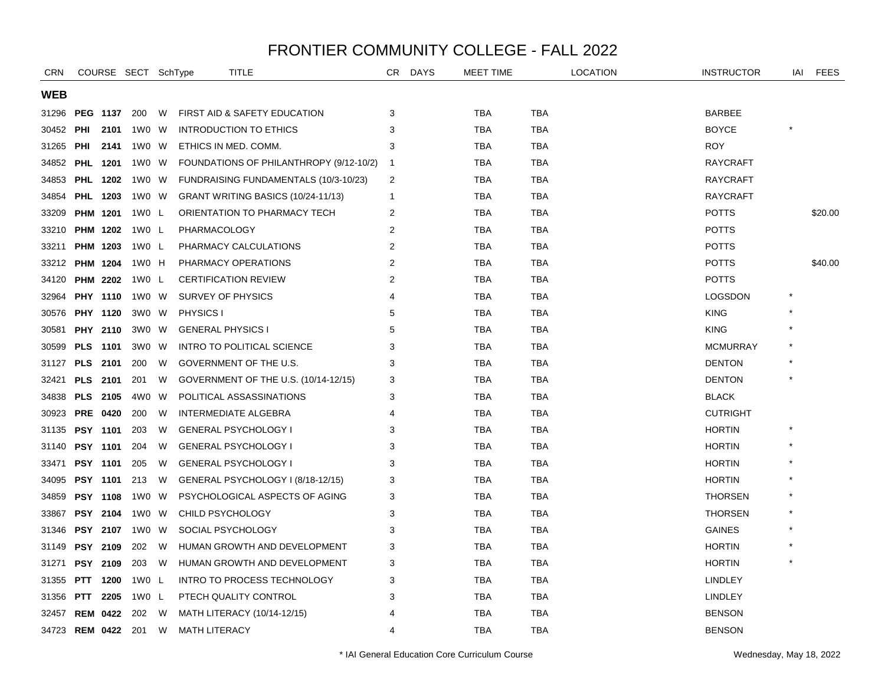# FRONTIER COMMUNITY COLLEGE - FALL 2022

| CRN | COURSE | | SECT | SchType | TITLE | CR | DAYS | MEET TIME | LOCATION | INSTRUCTOR | IAI | FEES |
|---|---|---|---|---|---|---|---|---|---|---|---|---|
| **WEB** | | | | | | | | | | | | |
| 31296 | **PEG** | **1137** | 200 | W | FIRST AID & SAFETY EDUCATION | 3 | | TBA | TBA | BARBEE | | |
| 30452 | **PHI** | **2101** | 1W0 | W | INTRODUCTION TO ETHICS | 3 | | TBA | TBA | BOYCE | * | |
| 31265 | **PHI** | **2141** | 1W0 | W | ETHICS IN MED. COMM. | 3 | | TBA | TBA | ROY | | |
| 34852 | **PHL** | **1201** | 1W0 | W | FOUNDATIONS OF PHILANTHROPY (9/12-10/2) | 1 | | TBA | TBA | RAYCRAFT | | |
| 34853 | **PHL** | **1202** | 1W0 | W | FUNDRAISING FUNDAMENTALS (10/3-10/23) | 2 | | TBA | TBA | RAYCRAFT | | |
| 34854 | **PHL** | **1203** | 1W0 | W | GRANT WRITING BASICS (10/24-11/13) | 1 | | TBA | TBA | RAYCRAFT | | |
| 33209 | **PHM** | **1201** | 1W0 | L | ORIENTATION TO PHARMACY TECH | 2 | | TBA | TBA | POTTS | | $20.00 |
| 33210 | **PHM** | **1202** | 1W0 | L | PHARMACOLOGY | 2 | | TBA | TBA | POTTS | | |
| 33211 | **PHM** | **1203** | 1W0 | L | PHARMACY CALCULATIONS | 2 | | TBA | TBA | POTTS | | |
| 33212 | **PHM** | **1204** | 1W0 | H | PHARMACY OPERATIONS | 2 | | TBA | TBA | POTTS | | $40.00 |
| 34120 | **PHM** | **2202** | 1W0 | L | CERTIFICATION REVIEW | 2 | | TBA | TBA | POTTS | | |
| 32964 | **PHY** | **1110** | 1W0 | W | SURVEY OF PHYSICS | 4 | | TBA | TBA | LOGSDON | * | |
| 30576 | **PHY** | **1120** | 3W0 | W | PHYSICS I | 5 | | TBA | TBA | KING | * | |
| 30581 | **PHY** | **2110** | 3W0 | W | GENERAL PHYSICS I | 5 | | TBA | TBA | KING | * | |
| 30599 | **PLS** | **1101** | 3W0 | W | INTRO TO POLITICAL SCIENCE | 3 | | TBA | TBA | MCMURRAY | * | |
| 31127 | **PLS** | **2101** | 200 | W | GOVERNMENT OF THE U.S. | 3 | | TBA | TBA | DENTON | * | |
| 32421 | **PLS** | **2101** | 201 | W | GOVERNMENT OF THE U.S. (10/14-12/15) | 3 | | TBA | TBA | DENTON | * | |
| 34838 | **PLS** | **2105** | 4W0 | W | POLITICAL ASSASSINATIONS | 3 | | TBA | TBA | BLACK | | |
| 30923 | **PRE** | **0420** | 200 | W | INTERMEDIATE ALGEBRA | 4 | | TBA | TBA | CUTRIGHT | | |
| 31135 | **PSY** | **1101** | 203 | W | GENERAL PSYCHOLOGY I | 3 | | TBA | TBA | HORTIN | * | |
| 31140 | **PSY** | **1101** | 204 | W | GENERAL PSYCHOLOGY I | 3 | | TBA | TBA | HORTIN | * | |
| 33471 | **PSY** | **1101** | 205 | W | GENERAL PSYCHOLOGY I | 3 | | TBA | TBA | HORTIN | * | |
| 34095 | **PSY** | **1101** | 213 | W | GENERAL PSYCHOLOGY I (8/18-12/15) | 3 | | TBA | TBA | HORTIN | * | |
| 34859 | **PSY** | **1108** | 1W0 | W | PSYCHOLOGICAL ASPECTS OF AGING | 3 | | TBA | TBA | THORSEN | * | |
| 33867 | **PSY** | **2104** | 1W0 | W | CHILD PSYCHOLOGY | 3 | | TBA | TBA | THORSEN | * | |
| 31346 | **PSY** | **2107** | 1W0 | W | SOCIAL PSYCHOLOGY | 3 | | TBA | TBA | GAINES | * | |
| 31149 | **PSY** | **2109** | 202 | W | HUMAN GROWTH AND DEVELOPMENT | 3 | | TBA | TBA | HORTIN | * | |
| 31271 | **PSY** | **2109** | 203 | W | HUMAN GROWTH AND DEVELOPMENT | 3 | | TBA | TBA | HORTIN | * | |
| 31355 | **PTT** | **1200** | 1W0 | L | INTRO TO PROCESS TECHNOLOGY | 3 | | TBA | TBA | LINDLEY | | |
| 31356 | **PTT** | **2205** | 1W0 | L | PTECH QUALITY CONTROL | 3 | | TBA | TBA | LINDLEY | | |
| 32457 | **REM** | **0422** | 202 | W | MATH LITERACY (10/14-12/15) | 4 | | TBA | TBA | BENSON | | |
| 34723 | **REM** | **0422** | 201 | W | MATH LITERACY | 4 | | TBA | TBA | BENSON | | |

\* IAI General Education Core Curriculum Course

Wednesday, May 18, 2022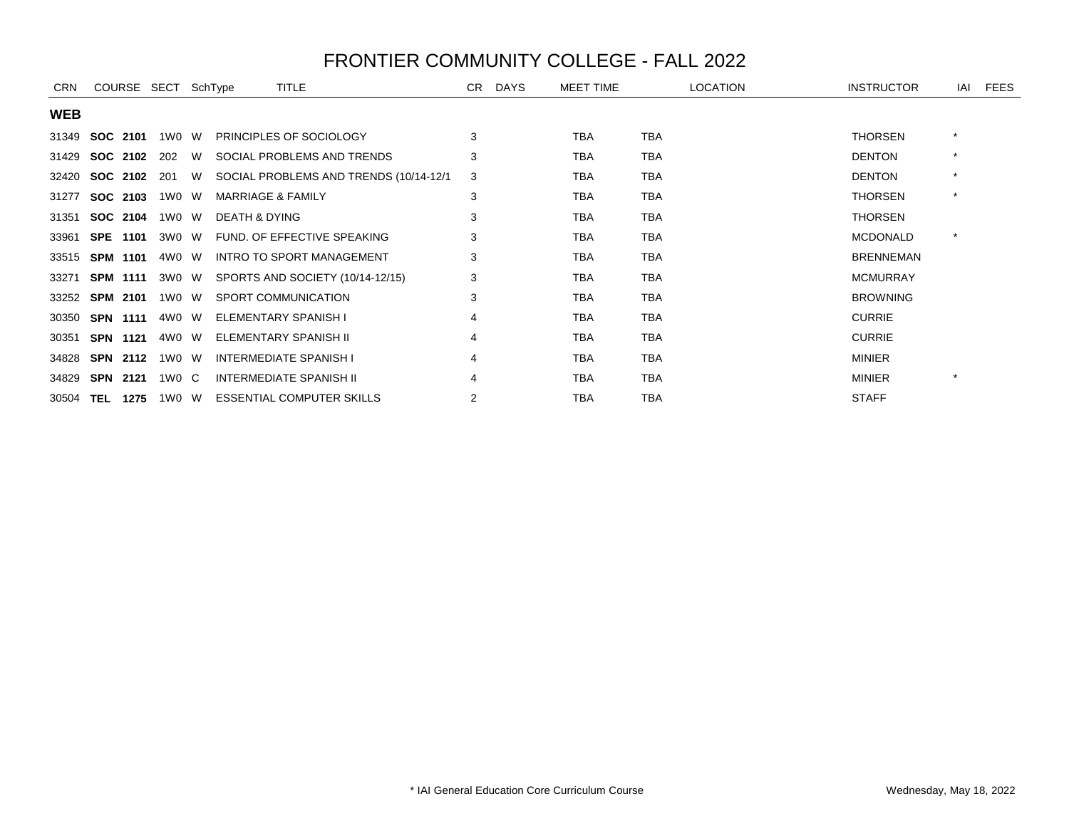# FRONTIER COMMUNITY COLLEGE - FALL 2022

| CRN | COURSE | SECT | SchType | TITLE | CR | DAYS | MEET TIME | LOCATION | INSTRUCTOR | IAI | FEES |
|---|---|---|---|---|---|---|---|---|---|---|---|
| **WEB** | | | | | | | | | | | |
| 31349 | **SOC 2101** | 1W0 | W | PRINCIPLES OF SOCIOLOGY | 3 | | TBA | TBA | THORSEN | * | |
| 31429 | **SOC 2102** | 202 | W | SOCIAL PROBLEMS AND TRENDS | 3 | | TBA | TBA | DENTON | * | |
| 32420 | **SOC 2102** | 201 | W | SOCIAL PROBLEMS AND TRENDS (10/14-12/1 | 3 | | TBA | TBA | DENTON | * | |
| 31277 | **SOC 2103** | 1W0 | W | MARRIAGE & FAMILY | 3 | | TBA | TBA | THORSEN | * | |
| 31351 | **SOC 2104** | 1W0 | W | DEATH & DYING | 3 | | TBA | TBA | THORSEN | | |
| 33961 | **SPE 1101** | 3W0 | W | FUND. OF EFFECTIVE SPEAKING | 3 | | TBA | TBA | MCDONALD | * | |
| 33515 | **SPM 1101** | 4W0 | W | INTRO TO SPORT MANAGEMENT | 3 | | TBA | TBA | BRENNEMAN | | |
| 33271 | **SPM 1111** | 3W0 | W | SPORTS AND SOCIETY (10/14-12/15) | 3 | | TBA | TBA | MCMURRAY | | |
| 33252 | **SPM 2101** | 1W0 | W | SPORT COMMUNICATION | 3 | | TBA | TBA | BROWNING | | |
| 30350 | **SPN 1111** | 4W0 | W | ELEMENTARY SPANISH I | 4 | | TBA | TBA | CURRIE | | |
| 30351 | **SPN 1121** | 4W0 | W | ELEMENTARY SPANISH II | 4 | | TBA | TBA | CURRIE | | |
| 34828 | **SPN 2112** | 1W0 | W | INTERMEDIATE SPANISH I | 4 | | TBA | TBA | MINIER | | |
| 34829 | **SPN 2121** | 1W0 | C | INTERMEDIATE SPANISH II | 4 | | TBA | TBA | MINIER | * | |
| 30504 | **TEL 1275** | 1W0 | W | ESSENTIAL COMPUTER SKILLS | 2 | | TBA | TBA | STAFF | | |

* IAI General Education Core Curriculum Course

Wednesday, May 18, 2022